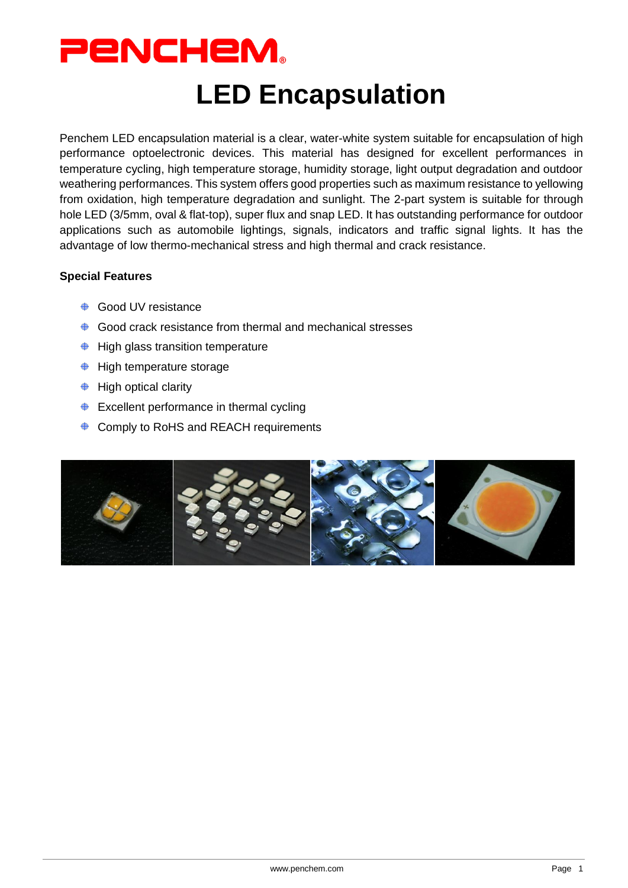PENCHEM®

# LED Encapsulation

Penchem LED encapsulation material is a clear, water-white system suitable for encapsulation of high performance optoelectronic devices. This material has designed for excellent performances in temperature cycling, high temperature storage, humidity storage, light output degradation and outdoor weathering performances. This system offers good properties such as maximum resistance to yellowing from oxidation, high temperature degradation and sunlight. The 2-part system is suitable for through hole LED (3/5mm, oval & flat-top), super flux and snap LED. It has outstanding performance for outdoor applications such as automobile lightings, signals, indicators and traffic signal lights. It has the advantage of low thermo-mechanical stress and high thermal and crack resistance.

**Special Features**

- Good UV resistance
- Good crack resistance from thermal and mechanical stresses
- High glass transition temperature
- High temperature storage
- High optical clarity
- Excellent performance in thermal cycling
- Comply to RoHS and REACH requirements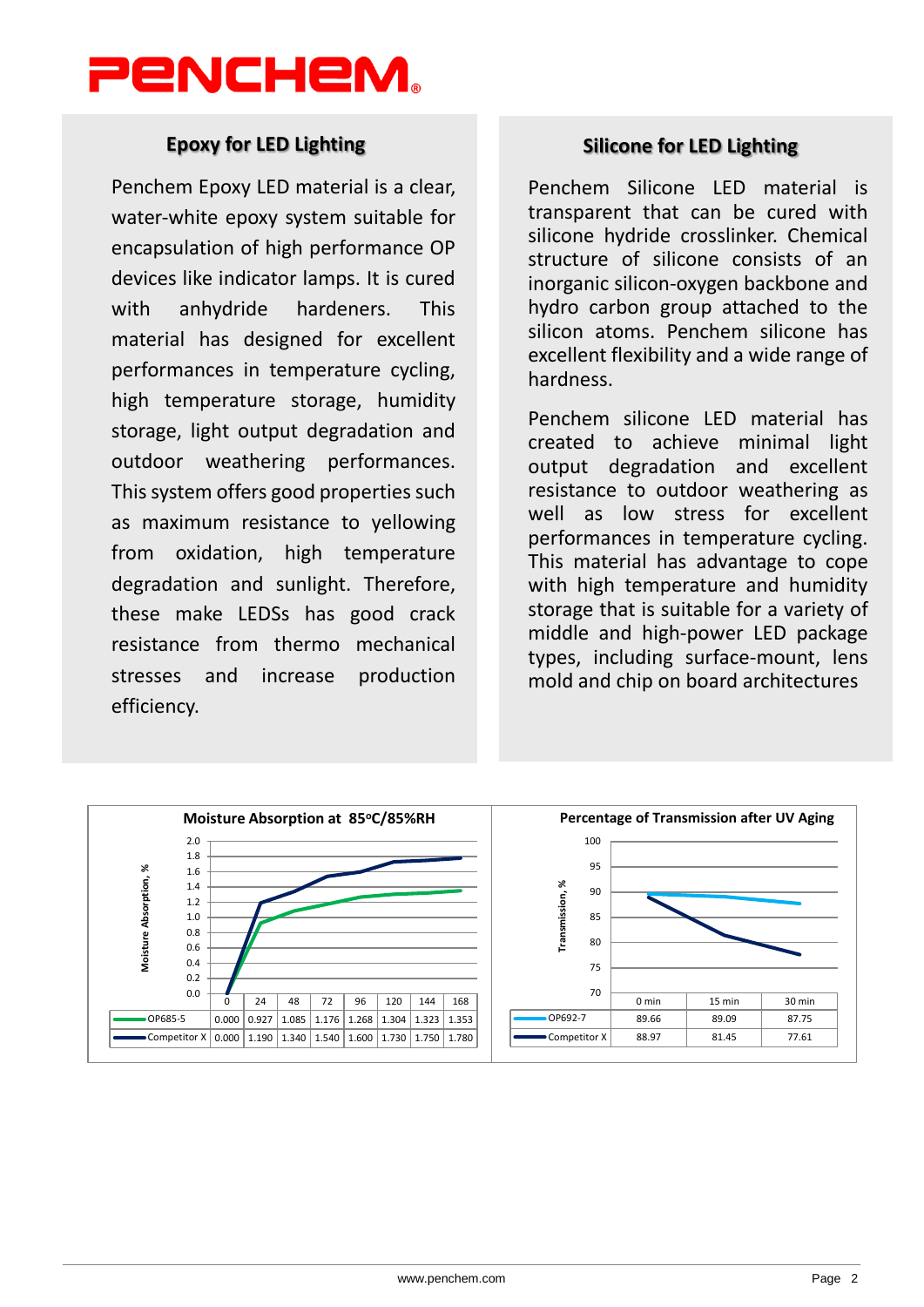## Epoxy for LED Lighting

Penchem Epoxy LED material is a clear, water-white epoxy system suitable for encapsulation of high performance OP devices like indicator lamps. It is cured with anhydride hardeners. This material has designed for excellent performances in temperature cycling, high temperature storage, humidity storage, light output degradation and outdoor weathering performances. This system offers good properties such as maximum resistance to yellowing from oxidation, high temperature degradation and sunlight. Therefore, these make LEDSs has good crack resistance from thermo mechanical stresses and increase production efficiency.

## Silicone for LED Lighting

Penchem Silicone LED material is transparent that can be cured with silicone hydride crosslinker. Chemical structure of silicone consists of an inorganic silicon-oxygen backbone and hydro carbon group attached to the silicon atoms. Penchem silicone has excellent flexibility and a wide range of hardness.

Penchem silicone LED material has created to achieve minimal light output degradation and excellent resistance to outdoor weathering as well as low stress for excellent performances in temperature cycling. This material has advantage to cope with high temperature and humidity storage that is suitable for a variety of middle and high-power LED package types, including surface-mount, lens mold and chip on board architectures

**Moisture Absorption at 85°C/85%RH**

Moisture Absorption, %

| | 0 | 24 | 48 | 72 | 96 | 120 | 144 | 168 |
|---|---|---|---|---|---|---|---|---|
| OP685-5 | 0.000 | 0.927 | 1.085 | 1.176 | 1.268 | 1.304 | 1.323 | 1.353 |
| Competitor X | 0.000 | 1.190 | 1.340 | 1.540 | 1.600 | 1.730 | 1.750 | 1.780 |

**Percentage of Transmission after UV Aging**

Transmission, %

| | 0 min | 15 min | 30 min |
|---|---|---|---|
| OP692-7 | 89.66 | 89.09 | 87.75 |
| Competitor X | 88.97 | 81.45 | 77.61 |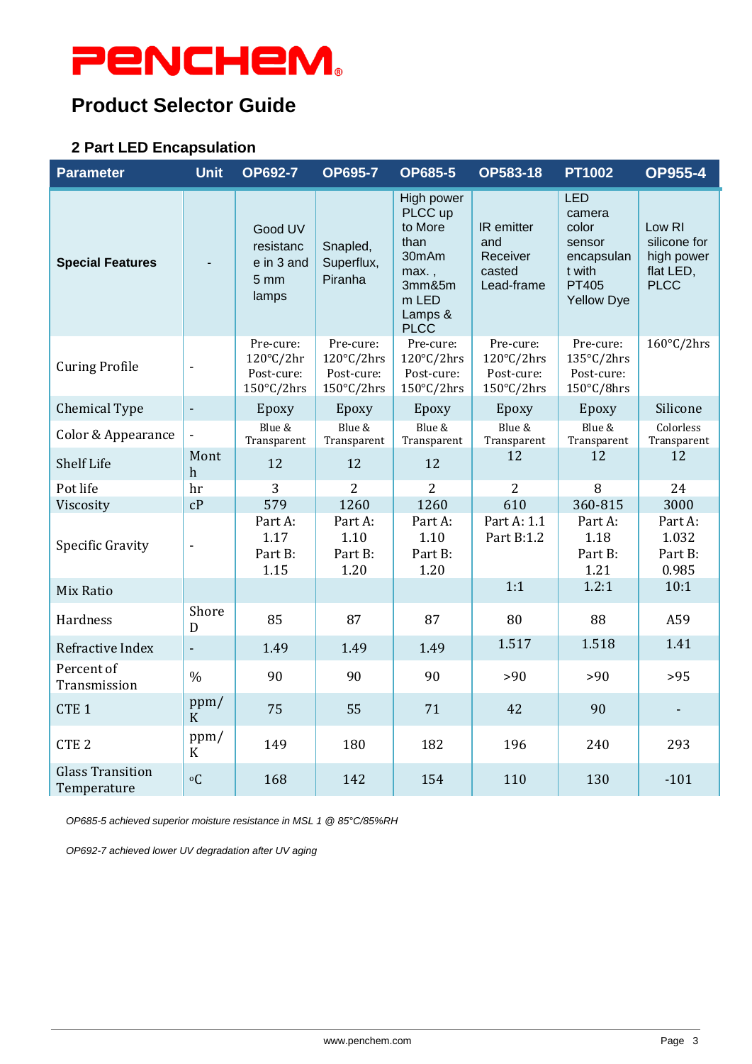PENCHEM®

# Product Selector Guide

## 2 Part LED Encapsulation

| Parameter | Unit | OP692-7 | OP695-7 | OP685-5 | OP583-18 | PT1002 | OP955-4 |
|---|---|---|---|---|---|---|---|
| **Special Features** | - | Good UV resistance in 3 and 5 mm lamps | Snapled, Superflux, Piranha | High power PLCC up to More than 30mAm max. , 3mm&5mm LED Lamps & PLCC | IR emitter and Receiver casted Lead-frame | LED camera color sensor encapsulant with PT405 Yellow Dye | Low RI silicone for high power flat LED, PLCC |
| Curing Profile | - | Pre-cure: 120°C/2hr Post-cure: 150°C/2hrs | Pre-cure: 120°C/2hrs Post-cure: 150°C/2hrs | Pre-cure: 120°C/2hrs Post-cure: 150°C/2hrs | Pre-cure: 120°C/2hrs Post-cure: 150°C/2hrs | Pre-cure: 135°C/2hrs Post-cure: 150°C/8hrs | 160°C/2hrs |
| Chemical Type | - | Epoxy | Epoxy | Epoxy | Epoxy | Epoxy | Silicone |
| Color & Appearance | - | Blue & Transparent | Blue & Transparent | Blue & Transparent | Blue & Transparent | Blue & Transparent | Colorless Transparent |
| Shelf Life | Month | 12 | 12 | 12 | 12 | 12 | 12 |
| Pot life | hr | 3 | 2 | 2 | 2 | 8 | 24 |
| Viscosity | cP | 579 | 1260 | 1260 | 610 | 360-815 | 3000 |
| Specific Gravity | - | Part A: 1.17 Part B: 1.15 | Part A: 1.10 Part B: 1.20 | Part A: 1.10 Part B: 1.20 | Part A: 1.1 Part B:1.2 | Part A: 1.18 Part B: 1.21 | Part A: 1.032 Part B: 0.985 |
| Mix Ratio | | | | | 1:1 | 1.2:1 | 10:1 |
| Hardness | Shore D | 85 | 87 | 87 | 80 | 88 | A59 |
| Refractive Index | - | 1.49 | 1.49 | 1.49 | 1.517 | 1.518 | 1.41 |
| Percent of Transmission | % | 90 | 90 | 90 | >90 | >90 | >95 |
| CTE 1 | ppm/K | 75 | 55 | 71 | 42 | 90 | - |
| CTE 2 | ppm/K | 149 | 180 | 182 | 196 | 240 | 293 |
| Glass Transition Temperature | °C | 168 | 142 | 154 | 110 | 130 | -101 |

*OP685-5 achieved superior moisture resistance in MSL 1 @ 85°C/85%RH*

*OP692-7 achieved lower UV degradation after UV aging*

www.penchem.com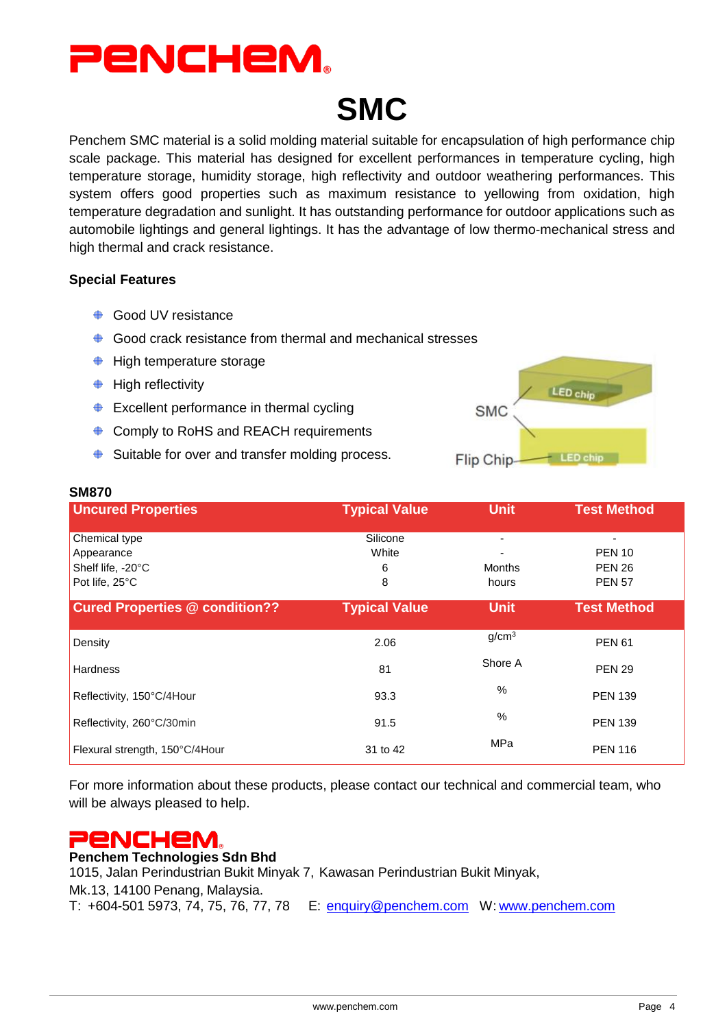# SMC

Penchem SMC material is a solid molding material suitable for encapsulation of high performance chip scale package. This material has designed for excellent performances in temperature cycling, high temperature storage, humidity storage, high reflectivity and outdoor weathering performances. This system offers good properties such as maximum resistance to yellowing from oxidation, high temperature degradation and sunlight. It has outstanding performance for outdoor applications such as automobile lightings and general lightings. It has the advantage of low thermo-mechanical stress and high thermal and crack resistance.

### Special Features

- Good UV resistance
- Good crack resistance from thermal and mechanical stresses
- High temperature storage
- High reflectivity
- Excellent performance in thermal cycling
- Comply to RoHS and REACH requirements
- Suitable for over and transfer molding process.

SMC

LED chip

Flip Chip

LED chip

**SM870**

| Uncured Properties | Typical Value | Unit | Test Method |
|---|---|---|---|
| Chemical type | Silicone | - | - |
| Appearance | White | - | PEN 10 |
| Shelf life, -20°C | 6 | Months | PEN 26 |
| Pot life, 25°C | 8 | hours | PEN 57 |
| **Cured Properties @ condition??** | **Typical Value** | **Unit** | **Test Method** |
| Density | 2.06 | g/cm$^3$ | PEN 61 |
| Hardness | 81 | Shore A | PEN 29 |
| Reflectivity, 150°C/4Hour | 93.3 | % | PEN 139 |
| Reflectivity, 260°C/30min | 91.5 | % | PEN 139 |
| Flexural strength, 150°C/4Hour | 31 to 42 | MPa | PEN 116 |

For more information about these products, please contact our technical and commercial team, who will be always pleased to help.

**Penchem Technologies Sdn Bhd**
1015, Jalan Perindustrian Bukit Minyak 7, Kawasan Perindustrian Bukit Minyak,
Mk.13, 14100 Penang, Malaysia.
T: +604-501 5973, 74, 75, 76, 77, 78 E: enquiry@penchem.com W: www.penchem.com